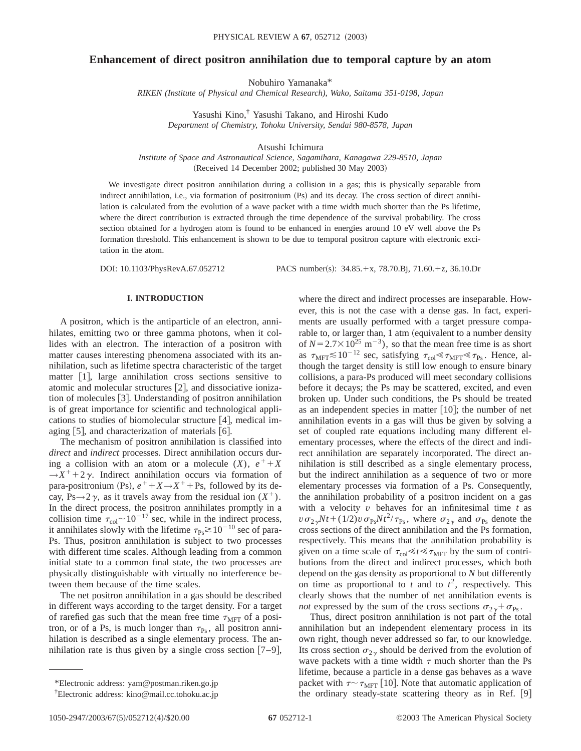# Enhancement of direct positron annihilation due to temporal capture by an atom

Nobuhiro Yamanaka*

*RIKEN (Institute of Physical and Chemical Research), Wako, Saitama 351-0198, Japan*

Yasushi Kino,† Yasushi Takano, and Hiroshi Kudo

*Department of Chemistry, Tohoku University, Sendai 980-8578, Japan*

Atsushi Ichimura

*Institute of Space and Astronautical Science, Sagamihara, Kanagawa 229-8510, Japan*

(Received 14 December 2002; published 30 May 2003)

We investigate direct positron annihilation during a collision in a gas; this is physically separable from indirect annihilation, i.e., via formation of positronium (Ps) and its decay. The cross section of direct annihilation is calculated from the evolution of a wave packet with a time width much shorter than the Ps lifetime, where the direct contribution is extracted through the time dependence of the survival probability. The cross section obtained for a hydrogen atom is found to be enhanced in energies around 10 eV well above the Ps formation threshold. This enhancement is shown to be due to temporal positron capture with electronic excitation in the atom.

DOI: 10.1103/PhysRevA.67.052712 PACS number(s): 34.85.+x, 78.70.Bj, 71.60.+z, 36.10.Dr

## I. INTRODUCTION

A positron, which is the antiparticle of an electron, annihilates, emitting two or three gamma photons, when it collides with an electron. The interaction of a positron with matter causes interesting phenomena associated with its annihilation, such as lifetime spectra characteristic of the target matter [1], large annihilation cross sections sensitive to atomic and molecular structures [2], and dissociative ionization of molecules [3]. Understanding of positron annihilation is of great importance for scientific and technological applications to studies of biomolecular structure [4], medical imaging [5], and characterization of materials [6].

The mechanism of positron annihilation is classified into *direct* and *indirect* processes. Direct annihilation occurs during a collision with an atom or a molecule ($X$), $e^+ + X \rightarrow X^+ + 2\gamma$. Indirect annihilation occurs via formation of para-positronium (Ps), $e^+ + X \rightarrow X^+ + \mathrm{Ps}$, followed by its decay, $\mathrm{Ps} \rightarrow 2\gamma$, as it travels away from the residual ion ($X^+$). In the direct process, the positron annihilates promptly in a collision time $\tau_{\mathrm{col}} \sim 10^{-17}$ sec, while in the indirect process, it annihilates slowly with the lifetime $\tau_{\mathrm{Ps}} \gtrsim 10^{-10}$ sec of para-Ps. Thus, positron annihilation is subject to two processes with different time scales. Although leading from a common initial state to a common final state, the two processes are physically distinguishable with virtually no interference between them because of the time scales.

The net positron annihilation in a gas should be described in different ways according to the target density. For a target of rarefied gas such that the mean free time $\tau_{\mathrm{MFT}}$ of a positron, or of a Ps, is much longer than $\tau_{\mathrm{Ps}}$, all positron annihilation is described as a single elementary process. The annihilation rate is thus given by a single cross section [7–9], where the direct and indirect processes are inseparable. However, this is not the case with a dense gas. In fact, experiments are usually performed with a target pressure comparable to, or larger than, 1 atm (equivalent to a number density of $N = 2.7 \times 10^{25}$ m$^{-3}$), so that the mean free time is as short as $\tau_{\mathrm{MFT}} \lesssim 10^{-12}$ sec, satisfying $\tau_{\mathrm{col}} \ll \tau_{\mathrm{MFT}} \ll \tau_{\mathrm{Ps}}$. Hence, although the target density is still low enough to ensure binary collisions, a para-Ps produced will meet secondary collisions before it decays; the Ps may be scattered, excited, and even broken up. Under such conditions, the Ps should be treated as an independent species in matter [10]; the number of net annihilation events in a gas will thus be given by solving a set of coupled rate equations including many different elementary processes, where the effects of the direct and indirect annihilation are separately incorporated. The direct annihilation is still described as a single elementary process, but the indirect annihilation as a sequence of two or more elementary processes via formation of a Ps. Consequently, the annihilation probability of a positron incident on a gas with a velocity $v$ behaves for an infinitesimal time $t$ as $v\sigma_{2\gamma}Nt + (1/2)v\sigma_{\mathrm{Ps}}Nt^2/\tau_{\mathrm{Ps}}$, where $\sigma_{2\gamma}$ and $\sigma_{\mathrm{Ps}}$ denote the cross sections of the direct annihilation and the Ps formation, respectively. This means that the annihilation probability is given on a time scale of $\tau_{\mathrm{col}} \ll t \ll \tau_{\mathrm{MFT}}$ by the sum of contributions from the direct and indirect processes, which both depend on the gas density as proportional to $N$ but differently on time as proportional to $t$ and to $t^2$, respectively. This clearly shows that the number of net annihilation events is *not* expressed by the sum of the cross sections $\sigma_{2\gamma} + \sigma_{\mathrm{Ps}}$.

Thus, direct positron annihilation is not part of the total annihilation but an independent elementary process in its own right, though never addressed so far, to our knowledge. Its cross section $\sigma_{2\gamma}$ should be derived from the evolution of wave packets with a time width $\tau$ much shorter than the Ps lifetime, because a particle in a dense gas behaves as a wave packet with $\tau \sim \tau_{\mathrm{MFT}}$ [10]. Note that automatic application of the ordinary steady-state scattering theory as in Ref. [9]

---

*Electronic address: yam@postman.riken.go.jp

†Electronic address: kino@mail.cc.tohoku.ac.jp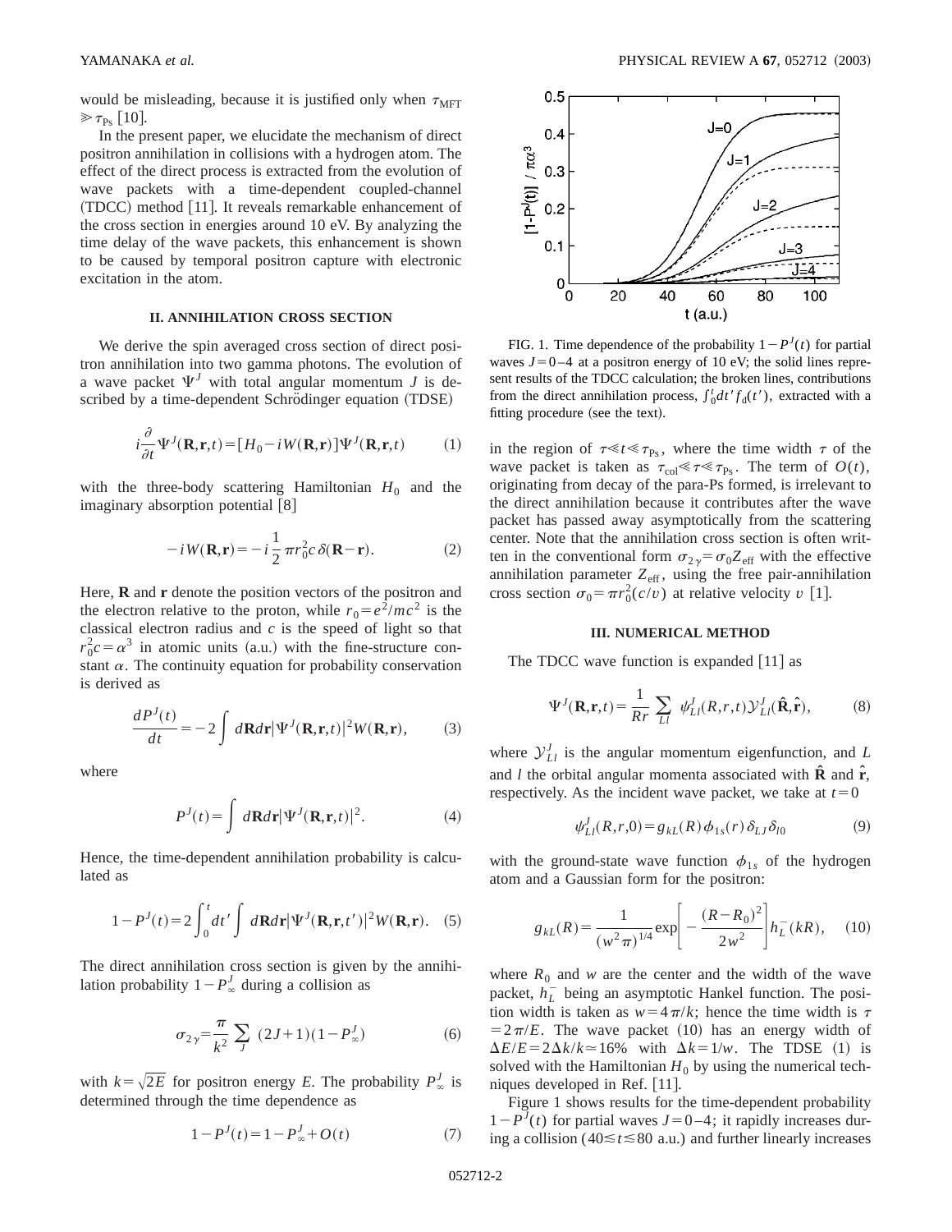would be misleading, because it is justified only when $\tau_{\rm MFT} \gg \tau_{\rm Ps}$ [10].

In the present paper, we elucidate the mechanism of direct positron annihilation in collisions with a hydrogen atom. The effect of the direct process is extracted from the evolution of wave packets with a time-dependent coupled-channel (TDCC) method [11]. It reveals remarkable enhancement of the cross section in energies around 10 eV. By analyzing the time delay of the wave packets, this enhancement is shown to be caused by temporal positron capture with electronic excitation in the atom.

## II. ANNIHILATION CROSS SECTION

We derive the spin averaged cross section of direct positron annihilation into two gamma photons. The evolution of a wave packet $\Psi^J$ with total angular momentum $J$ is described by a time-dependent Schrödinger equation (TDSE)

$$i\frac{\partial}{\partial t}\Psi^J(\mathbf{R},\mathbf{r},t)=[H_0-iW(\mathbf{R},\mathbf{r})]\Psi^J(\mathbf{R},\mathbf{r},t) \tag{1}$$

with the three-body scattering Hamiltonian $H_0$ and the imaginary absorption potential [8]

$$-iW(\mathbf{R},\mathbf{r})=-i\frac{1}{2}\pi r_0^2 c\,\delta(\mathbf{R}-\mathbf{r}). \tag{2}$$

Here, $\mathbf{R}$ and $\mathbf{r}$ denote the position vectors of the positron and the electron relative to the proton, while $r_0=e^2/mc^2$ is the classical electron radius and $c$ is the speed of light so that $r_0^2c=\alpha^3$ in atomic units (a.u.) with the fine-structure constant $\alpha$. The continuity equation for probability conservation is derived as

$$\frac{dP^J(t)}{dt}=-2\int d\mathbf{R}d\mathbf{r}|\Psi^J(\mathbf{R},\mathbf{r},t)|^2W(\mathbf{R},\mathbf{r}), \tag{3}$$

where

$$P^J(t)=\int d\mathbf{R}d\mathbf{r}|\Psi^J(\mathbf{R},\mathbf{r},t)|^2. \tag{4}$$

Hence, the time-dependent annihilation probability is calculated as

$$1-P^J(t)=2\int_0^t dt'\int d\mathbf{R}d\mathbf{r}|\Psi^J(\mathbf{R},\mathbf{r},t')|^2W(\mathbf{R},\mathbf{r}). \tag{5}$$

The direct annihilation cross section is given by the annihilation probability $1-P_\infty^J$ during a collision as

$$\sigma_{2\gamma}=\frac{\pi}{k^2}\sum_J(2J+1)(1-P_\infty^J) \tag{6}$$

with $k=\sqrt{2E}$ for positron energy $E$. The probability $P_\infty^J$ is determined through the time dependence as

$$1-P^J(t)=1-P_\infty^J+O(t) \tag{7}$$

in the region of $\tau \ll t \ll \tau_{\rm Ps}$, where the time width $\tau$ of the wave packet is taken as $\tau_{\rm col}\ll\tau\ll\tau_{\rm Ps}$. The term of $O(t)$, originating from decay of the para-Ps formed, is irrelevant to the direct annihilation because it contributes after the wave packet has passed away asymptotically from the scattering center. Note that the annihilation cross section is often written in the conventional form $\sigma_{2\gamma}=\sigma_0 Z_{\rm eff}$ with the effective annihilation parameter $Z_{\rm eff}$, using the free pair-annihilation cross section $\sigma_0=\pi r_0^2(c/v)$ at relative velocity $v$ [1].

FIG. 1. Time dependence of the probability $1-P^J(t)$ for partial waves $J=0$–4 at a positron energy of 10 eV; the solid lines represent results of the TDCC calculation; the broken lines, contributions from the direct annihilation process, $\int_0^t dt' f_{\rm d}(t')$, extracted with a fitting procedure (see the text).

## III. NUMERICAL METHOD

The TDCC wave function is expanded [11] as

$$\Psi^J(\mathbf{R},\mathbf{r},t)=\frac{1}{Rr}\sum_{Ll}\psi_{Ll}^J(R,r,t)\mathcal{Y}_{Ll}^J(\hat{\mathbf{R}},\hat{\mathbf{r}}), \tag{8}$$

where $\mathcal{Y}_{Ll}^J$ is the angular momentum eigenfunction, and $L$ and $l$ the orbital angular momenta associated with $\hat{\mathbf{R}}$ and $\hat{\mathbf{r}}$, respectively. As the incident wave packet, we take at $t=0$

$$\psi_{Ll}^J(R,r,0)=g_{kL}(R)\phi_{1s}(r)\delta_{LJ}\delta_{l0} \tag{9}$$

with the ground-state wave function $\phi_{1s}$ of the hydrogen atom and a Gaussian form for the positron:

$$g_{kL}(R)=\frac{1}{(w^2\pi)^{1/4}}\exp\left[-\frac{(R-R_0)^2}{2w^2}\right]h_L^-(kR), \tag{10}$$

where $R_0$ and $w$ are the center and the width of the wave packet, $h_L^-$ being an asymptotic Hankel function. The position width is taken as $w=4\pi/k$; hence the time width is $\tau=2\pi/E$. The wave packet (10) has an energy width of $\Delta E/E=2\Delta k/k\simeq16\%$ with $\Delta k=1/w$. The TDSE (1) is solved with the Hamiltonian $H_0$ by using the numerical techniques developed in Ref. [11].

Figure 1 shows results for the time-dependent probability $1-P^J(t)$ for partial waves $J=0$–4; it rapidly increases during a collision ($40\lesssim t\lesssim 80$ a.u.) and further linearly increases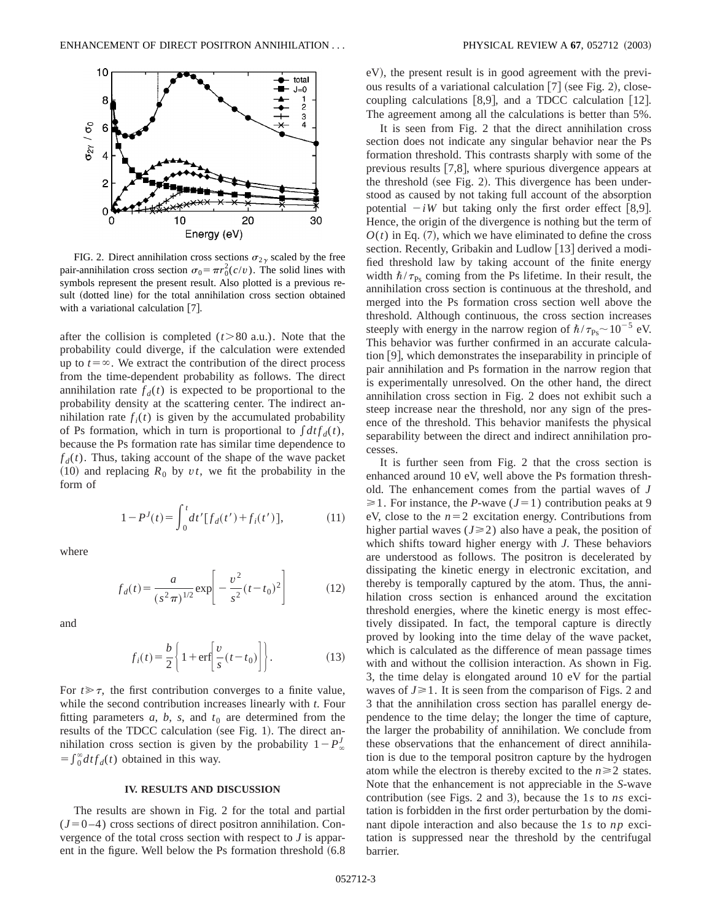FIG. 2. Direct annihilation cross sections $\sigma_{2\gamma}$ scaled by the free pair-annihilation cross section $\sigma_0 = \pi r_0^2(c/v)$. The solid lines with symbols represent the present result. Also plotted is a previous result (dotted line) for the total annihilation cross section obtained with a variational calculation [7].

after the collision is completed ($t > 80$ a.u.). Note that the probability could diverge, if the calculation were extended up to $t = \infty$. We extract the contribution of the direct process from the time-dependent probability as follows. The direct annihilation rate $f_d(t)$ is expected to be proportional to the probability density at the scattering center. The indirect annihilation rate $f_i(t)$ is given by the accumulated probability of Ps formation, which in turn is proportional to $\int dt f_d(t)$, because the Ps formation rate has similar time dependence to $f_d(t)$. Thus, taking account of the shape of the wave packet (10) and replacing $R_0$ by $vt$, we fit the probability in the form of

$$1 - P^J(t) = \int_0^t dt' [f_d(t') + f_i(t')], \tag{11}$$

where

$$f_d(t) = \frac{a}{(s^2\pi)^{1/2}} \exp\left[ -\frac{v^2}{s^2}(t - t_0)^2 \right] \tag{12}$$

and

$$f_i(t) = \frac{b}{2}\left\{ 1 + \mathrm{erf}\left[ \frac{v}{s}(t - t_0) \right] \right\}. \tag{13}$$

For $t \gg \tau$, the first contribution converges to a finite value, while the second contribution increases linearly with $t$. Four fitting parameters $a$, $b$, $s$, and $t_0$ are determined from the results of the TDCC calculation (see Fig. 1). The direct annihilation cross section is given by the probability $1 - P_\infty^J = \int_0^\infty dt f_d(t)$ obtained in this way.

## IV. RESULTS AND DISCUSSION

The results are shown in Fig. 2 for the total and partial ($J = 0-4$) cross sections of direct positron annihilation. Convergence of the total cross section with respect to $J$ is apparent in the figure. Well below the Ps formation threshold (6.8 eV), the present result is in good agreement with the previous results of a variational calculation [7] (see Fig. 2), close-coupling calculations [8,9], and a TDCC calculation [12]. The agreement among all the calculations is better than 5%.

It is seen from Fig. 2 that the direct annihilation cross section does not indicate any singular behavior near the Ps formation threshold. This contrasts sharply with some of the previous results [7,8], where spurious divergence appears at the threshold (see Fig. 2). This divergence has been understood as caused by not taking full account of the absorption potential $-iW$ but taking only the first order effect [8,9]. Hence, the origin of the divergence is nothing but the term of $O(t)$ in Eq. (7), which we have eliminated to define the cross section. Recently, Gribakin and Ludlow [13] derived a modified threshold law by taking account of the finite energy width $\hbar/\tau_{\mathrm{Ps}}$ coming from the Ps lifetime. In their result, the annihilation cross section is continuous at the threshold, and merged into the Ps formation cross section well above the threshold. Although continuous, the cross section increases steeply with energy in the narrow region of $\hbar/\tau_{\mathrm{Ps}} \sim 10^{-5}$ eV. This behavior was further confirmed in an accurate calculation [9], which demonstrates the inseparability in principle of pair annihilation and Ps formation in the narrow region that is experimentally unresolved. On the other hand, the direct annihilation cross section in Fig. 2 does not exhibit such a steep increase near the threshold, nor any sign of the presence of the threshold. This behavior manifests the physical separability between the direct and indirect annihilation processes.

It is further seen from Fig. 2 that the cross section is enhanced around 10 eV, well above the Ps formation threshold. The enhancement comes from the partial waves of $J \geq 1$. For instance, the $P$-wave ($J = 1$) contribution peaks at 9 eV, close to the $n = 2$ excitation energy. Contributions from higher partial waves ($J \geq 2$) also have a peak, the position of which shifts toward higher energy with $J$. These behaviors are understood as follows. The positron is decelerated by dissipating the kinetic energy in electronic excitation, and thereby is temporally captured by the atom. Thus, the annihilation cross section is enhanced around the excitation threshold energies, where the kinetic energy is most effectively dissipated. In fact, the temporal capture is directly proved by looking into the time delay of the wave packet, which is calculated as the difference of mean passage times with and without the collision interaction. As shown in Fig. 3, the time delay is elongated around 10 eV for the partial waves of $J \geq 1$. It is seen from the comparison of Figs. 2 and 3 that the annihilation cross section has parallel energy dependence to the time delay; the longer the time of capture, the larger the probability of annihilation. We conclude from these observations that the enhancement of direct annihilation is due to the temporal positron capture by the hydrogen atom while the electron is thereby excited to the $n \geq 2$ states. Note that the enhancement is not appreciable in the $S$-wave contribution (see Figs. 2 and 3), because the $1s$ to $ns$ excitation is forbidden in the first order perturbation by the dominant dipole interaction and also because the $1s$ to $np$ excitation is suppressed near the threshold by the centrifugal barrier.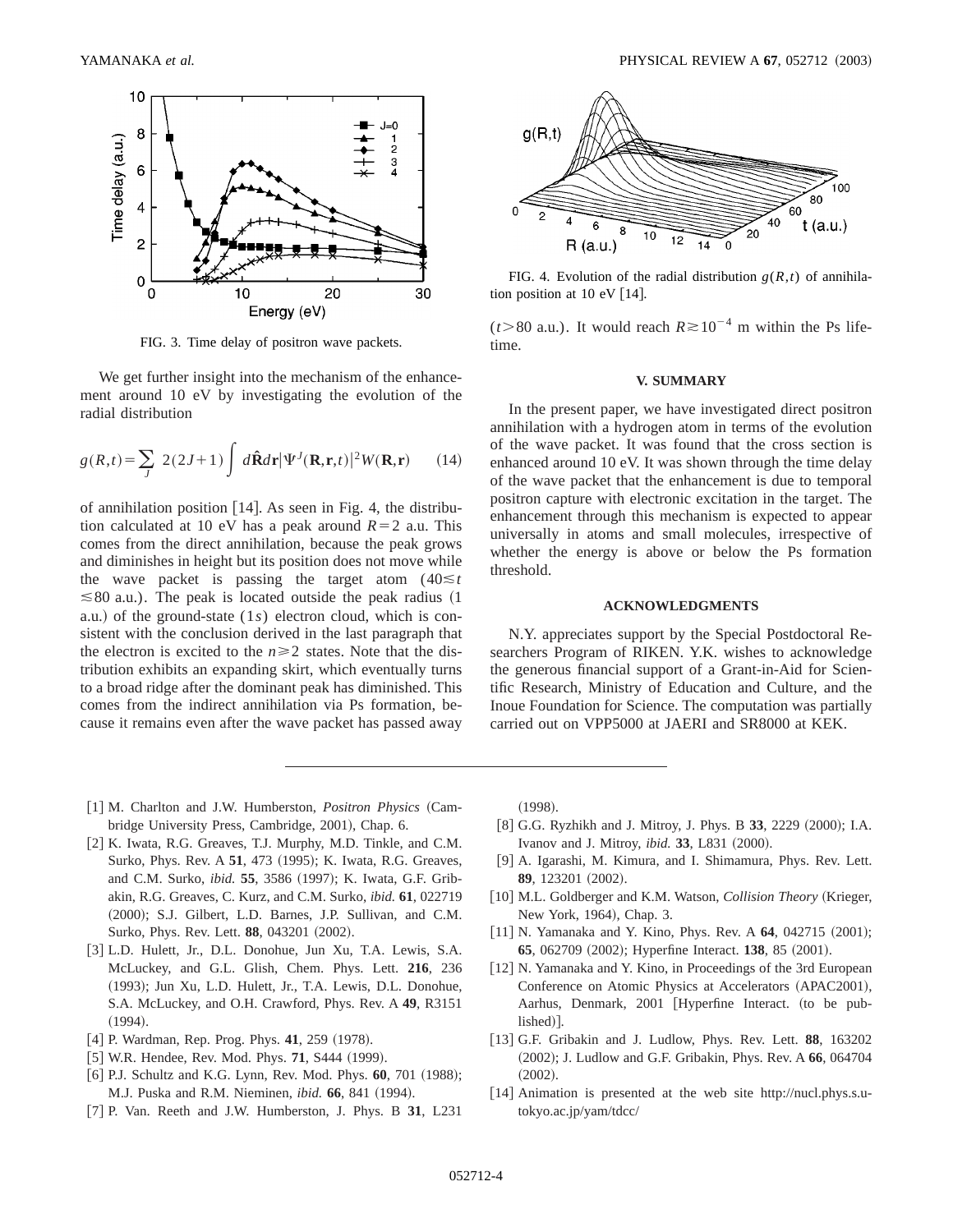10

8

6

4

2

0

Time delay (a.u.)

0

10

20

30

Energy (eV)

J=0

1

2

3

4

FIG. 3. Time delay of positron wave packets.

We get further insight into the mechanism of the enhancement around 10 eV by investigating the evolution of the radial distribution

$$g(R,t)=\sum_{J} 2(2J+1)\int d\hat{\mathbf{R}}d\mathbf{r}|\Psi^{J}(\mathbf{R},\mathbf{r},t)|^{2}W(\mathbf{R},\mathbf{r}) \qquad (14)$$

of annihilation position [14]. As seen in Fig. 4, the distribution calculated at 10 eV has a peak around $R=2$ a.u. This comes from the direct annihilation, because the peak grows and diminishes in height but its position does not move while the wave packet is passing the target atom ($40\lesssim t \lesssim 80$ a.u.). The peak is located outside the peak radius (1 a.u.) of the ground-state ($1s$) electron cloud, which is consistent with the conclusion derived in the last paragraph that the electron is excited to the $n\geqslant 2$ states. Note that the distribution exhibits an expanding skirt, which eventually turns to a broad ridge after the dominant peak has diminished. This comes from the indirect annihilation via Ps formation, because it remains even after the wave packet has passed away

g(R,t)

0

2

4

6

8

10

12

14

R (a.u.)

0

20

40

60

80

100

t (a.u.)

FIG. 4. Evolution of the radial distribution $g(R,t)$ of annihilation position at 10 eV [14].

($t>80$ a.u.). It would reach $R\gtrsim 10^{-4}$ m within the Ps lifetime.

## V. SUMMARY

In the present paper, we have investigated direct positron annihilation with a hydrogen atom in terms of the evolution of the wave packet. It was found that the cross section is enhanced around 10 eV. It was shown through the time delay of the wave packet that the enhancement is due to temporal positron capture with electronic excitation in the target. The enhancement through this mechanism is expected to appear universally in atoms and small molecules, irrespective of whether the energy is above or below the Ps formation threshold.

## ACKNOWLEDGMENTS

N.Y. appreciates support by the Special Postdoctoral Researchers Program of RIKEN. Y.K. wishes to acknowledge the generous financial support of a Grant-in-Aid for Scientific Research, Ministry of Education and Culture, and the Inoue Foundation for Science. The computation was partially carried out on VPP5000 at JAERI and SR8000 at KEK.

---

[1] M. Charlton and J.W. Humberston, *Positron Physics* (Cambridge University Press, Cambridge, 2001), Chap. 6.

[2] K. Iwata, R.G. Greaves, T.J. Murphy, M.D. Tinkle, and C.M. Surko, Phys. Rev. A **51**, 473 (1995); K. Iwata, R.G. Greaves, and C.M. Surko, *ibid.* **55**, 3586 (1997); K. Iwata, G.F. Gribakin, R.G. Greaves, C. Kurz, and C.M. Surko, *ibid.* **61**, 022719 (2000); S.J. Gilbert, L.D. Barnes, J.P. Sullivan, and C.M. Surko, Phys. Rev. Lett. **88**, 043201 (2002).

[3] L.D. Hulett, Jr., D.L. Donohue, Jun Xu, T.A. Lewis, S.A. McLuckey, and G.L. Glish, Chem. Phys. Lett. **216**, 236 (1993); Jun Xu, L.D. Hulett, Jr., T.A. Lewis, D.L. Donohue, S.A. McLuckey, and O.H. Crawford, Phys. Rev. A **49**, R3151 (1994).

[4] P. Wardman, Rep. Prog. Phys. **41**, 259 (1978).

[5] W.R. Hendee, Rev. Mod. Phys. **71**, S444 (1999).

[6] P.J. Schultz and K.G. Lynn, Rev. Mod. Phys. **60**, 701 (1988); M.J. Puska and R.M. Nieminen, *ibid.* **66**, 841 (1994).

[7] P. Van. Reeth and J.W. Humberston, J. Phys. B **31**, L231 (1998).

[8] G.G. Ryzhikh and J. Mitroy, J. Phys. B **33**, 2229 (2000); I.A. Ivanov and J. Mitroy, *ibid.* **33**, L831 (2000).

[9] A. Igarashi, M. Kimura, and I. Shimamura, Phys. Rev. Lett. **89**, 123201 (2002).

[10] M.L. Goldberger and K.M. Watson, *Collision Theory* (Krieger, New York, 1964), Chap. 3.

[11] N. Yamanaka and Y. Kino, Phys. Rev. A **64**, 042715 (2001); **65**, 062709 (2002); Hyperfine Interact. **138**, 85 (2001).

[12] N. Yamanaka and Y. Kino, in Proceedings of the 3rd European Conference on Atomic Physics at Accelerators (APAC2001), Aarhus, Denmark, 2001 [Hyperfine Interact. (to be published)].

[13] G.F. Gribakin and J. Ludlow, Phys. Rev. Lett. **88**, 163202 (2002); J. Ludlow and G.F. Gribakin, Phys. Rev. A **66**, 064704 (2002).

[14] Animation is presented at the web site http://nucl.phys.s.u-tokyo.ac.jp/yam/tdcc/